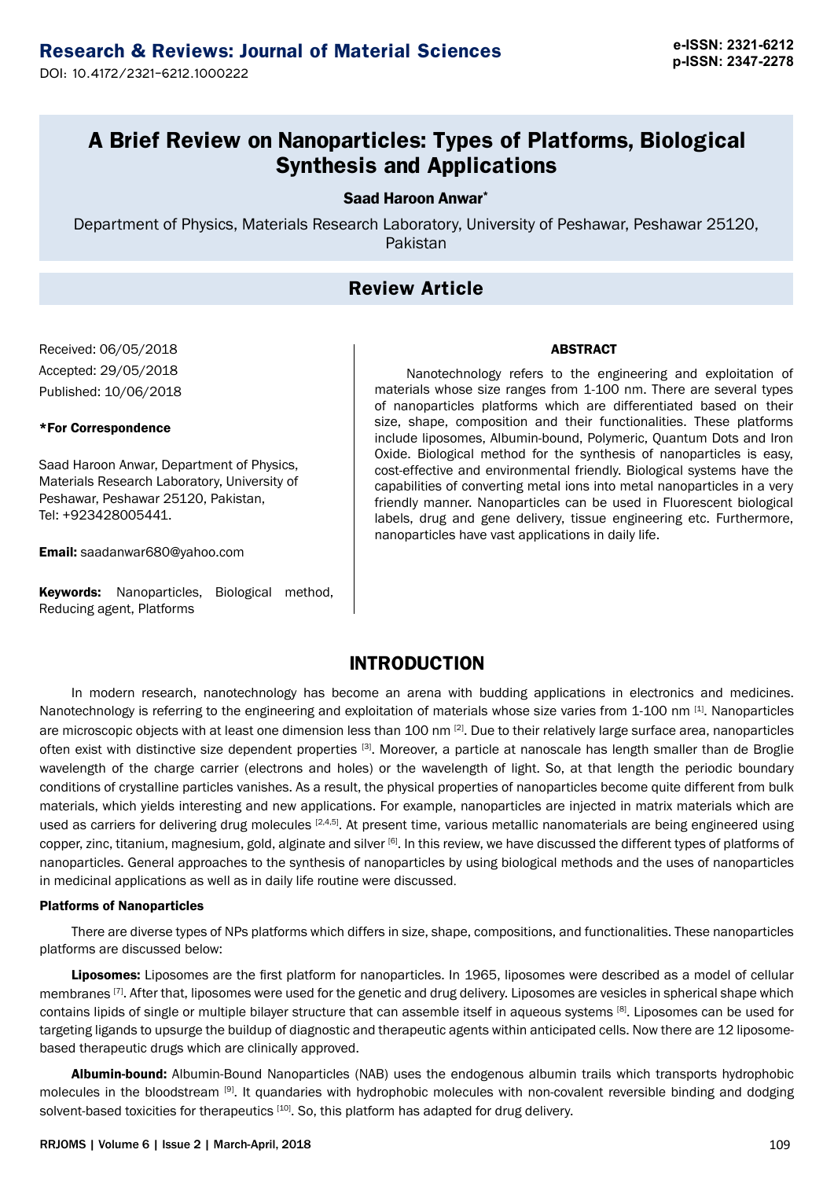# A Brief Review on Nanoparticles: Types of Platforms, Biological Synthesis and Applications

**Saad Haroon Anwar***

Department of Physics, Materials Research Laboratory, University of Peshawar, Peshawar 25120, Pakistan

## Review Article

Received: 06/05/2018

Accepted: 29/05/2018

Published: 10/06/2018

**\*For Correspondence**

Saad Haroon Anwar, Department of Physics, Materials Research Laboratory, University of Peshawar, Peshawar 25120, Pakistan, Tel: +923428005441.

**Email:** saadanwar680@yahoo.com

**Keywords:** Nanoparticles, Biological method, Reducing agent, Platforms

### ABSTRACT

Nanotechnology refers to the engineering and exploitation of materials whose size ranges from 1-100 nm. There are several types of nanoparticles platforms which are differentiated based on their size, shape, composition and their functionalities. These platforms include liposomes, Albumin-bound, Polymeric, Quantum Dots and Iron Oxide. Biological method for the synthesis of nanoparticles is easy, cost-effective and environmental friendly. Biological systems have the capabilities of converting metal ions into metal nanoparticles in a very friendly manner. Nanoparticles can be used in Fluorescent biological labels, drug and gene delivery, tissue engineering etc. Furthermore, nanoparticles have vast applications in daily life.

## INTRODUCTION

In modern research, nanotechnology has become an arena with budding applications in electronics and medicines. Nanotechnology is referring to the engineering and exploitation of materials whose size varies from 1-100 nm [1]. Nanoparticles are microscopic objects with at least one dimension less than 100 nm [2]. Due to their relatively large surface area, nanoparticles often exist with distinctive size dependent properties [3]. Moreover, a particle at nanoscale has length smaller than de Broglie wavelength of the charge carrier (electrons and holes) or the wavelength of light. So, at that length the periodic boundary conditions of crystalline particles vanishes. As a result, the physical properties of nanoparticles become quite different from bulk materials, which yields interesting and new applications. For example, nanoparticles are injected in matrix materials which are used as carriers for delivering drug molecules [2,4,5]. At present time, various metallic nanomaterials are being engineered using copper, zinc, titanium, magnesium, gold, alginate and silver [6]. In this review, we have discussed the different types of platforms of nanoparticles. General approaches to the synthesis of nanoparticles by using biological methods and the uses of nanoparticles in medicinal applications as well as in daily life routine were discussed.

### Platforms of Nanoparticles

There are diverse types of NPs platforms which differs in size, shape, compositions, and functionalities. These nanoparticles platforms are discussed below:

**Liposomes:** Liposomes are the first platform for nanoparticles. In 1965, liposomes were described as a model of cellular membranes [7]. After that, liposomes were used for the genetic and drug delivery. Liposomes are vesicles in spherical shape which contains lipids of single or multiple bilayer structure that can assemble itself in aqueous systems [8]. Liposomes can be used for targeting ligands to upsurge the buildup of diagnostic and therapeutic agents within anticipated cells. Now there are 12 liposome-based therapeutic drugs which are clinically approved.

**Albumin-bound:** Albumin-Bound Nanoparticles (NAB) uses the endogenous albumin trails which transports hydrophobic molecules in the bloodstream [9]. It quandaries with hydrophobic molecules with non-covalent reversible binding and dodging solvent-based toxicities for therapeutics [10]. So, this platform has adapted for drug delivery.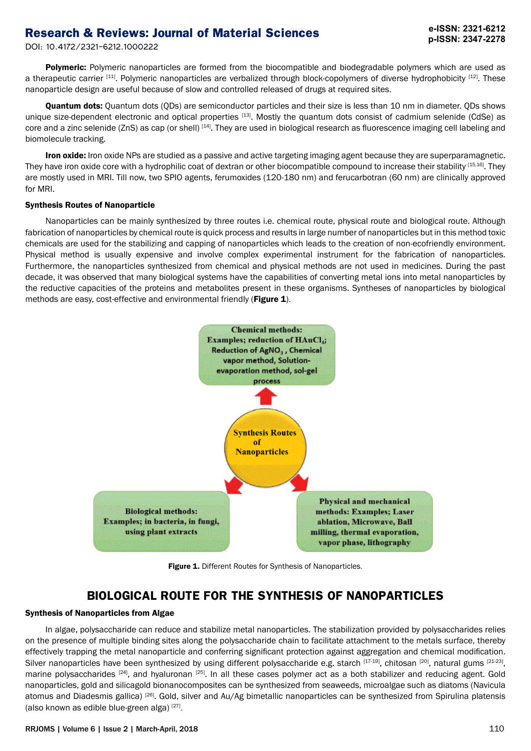**Polymeric:** Polymeric nanoparticles are formed from the biocompatible and biodegradable polymers which are used as a therapeutic carrier [11]. Polymeric nanoparticles are verbalized through block-copolymers of diverse hydrophobicity [12]. These nanoparticle design are useful because of slow and controlled released of drugs at required sites.

**Quantum dots:** Quantum dots (QDs) are semiconductor particles and their size is less than 10 nm in diameter. QDs shows unique size-dependent electronic and optical properties [13]. Mostly the quantum dots consist of cadmium selenide (CdSe) as core and a zinc selenide (ZnS) as cap (or shell) [14]. They are used in biological research as fluorescence imaging cell labeling and biomolecule tracking.

**Iron oxide:** Iron oxide NPs are studied as a passive and active targeting imaging agent because they are superparamagnetic. They have iron oxide core with a hydrophilic coat of dextran or other biocompatible compound to increase their stability [15,16]. They are mostly used in MRI. Till now, two SPIO agents, ferumoxides (120-180 nm) and ferucarbotran (60 nm) are clinically approved for MRI.

### Synthesis Routes of Nanoparticle

Nanoparticles can be mainly synthesized by three routes i.e. chemical route, physical route and biological route. Although fabrication of nanoparticles by chemical route is quick process and results in large number of nanoparticles but in this method toxic chemicals are used for the stabilizing and capping of nanoparticles which leads to the creation of non-ecofriendly environment. Physical method is usually expensive and involve complex experimental instrument for the fabrication of nanoparticles. Furthermore, the nanoparticles synthesized from chemical and physical methods are not used in medicines. During the past decade, it was observed that many biological systems have the capabilities of converting metal ions into metal nanoparticles by the reductive capacities of the proteins and metabolites present in these organisms. Syntheses of nanoparticles by biological methods are easy, cost-effective and environmental friendly (**Figure 1**).

Synthesis Routes of Nanoparticles

Chemical methods: Examples; reduction of $HAuCl_4$; Reduction of $AgNO_3$, Chemical vapor method, Solution-evaporation method, sol-gel process

Biological methods: Examples; in bacteria, in fungi, using plant extracts

Physical and mechanical methods: Examples; Laser ablation, Microwave, Ball milling, thermal evaporation, vapor phase, lithography

**Figure 1.** Different Routes for Synthesis of Nanoparticles.

## BIOLOGICAL ROUTE FOR THE SYNTHESIS OF NANOPARTICLES

### Synthesis of Nanoparticles from Algae

In algae, polysaccharide can reduce and stabilize metal nanoparticles. The stabilization provided by polysaccharides relies on the presence of multiple binding sites along the polysaccharide chain to facilitate attachment to the metals surface, thereby effectively trapping the metal nanoparticle and conferring significant protection against aggregation and chemical modification. Silver nanoparticles have been synthesized by using different polysaccharide e.g. starch [17-19], chitosan [20], natural gums [21-23], marine polysaccharides [24], and hyaluronan [25]. In all these cases polymer act as a both stabilizer and reducing agent. Gold nanoparticles, gold and silicagold bionanocomposites can be synthesized from seaweeds, microalgae such as diatoms (Navicula atomus and Diadesmis gallica) [26]. Gold, silver and Au/Ag bimetallic nanoparticles can be synthesized from Spirulina platensis (also known as edible blue-green alga) [27].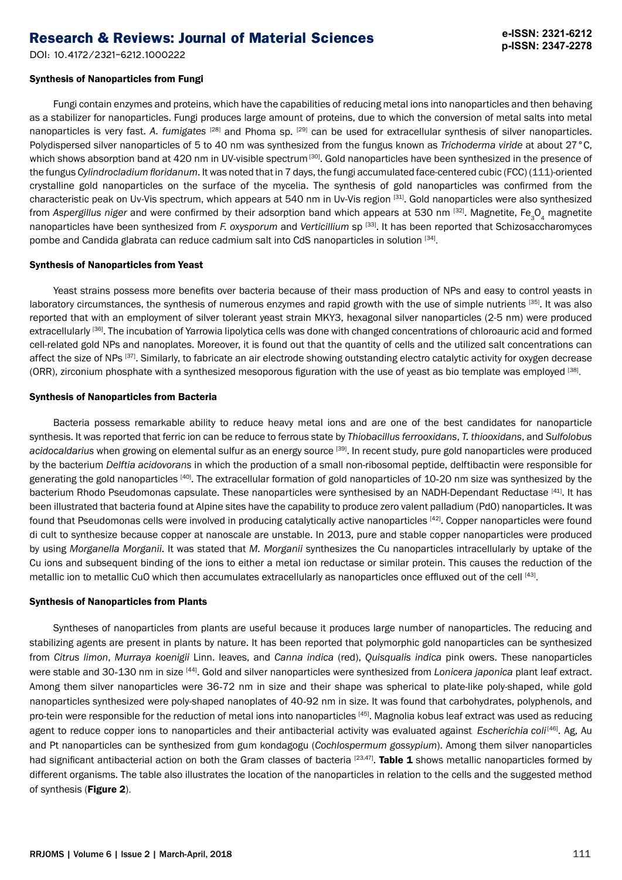### Synthesis of Nanoparticles from Fungi

Fungi contain enzymes and proteins, which have the capabilities of reducing metal ions into nanoparticles and then behaving as a stabilizer for nanoparticles. Fungi produces large amount of proteins, due to which the conversion of metal salts into metal nanoparticles is very fast. *A. fumigates* [28] and Phoma sp. [29] can be used for extracellular synthesis of silver nanoparticles. Polydispersed silver nanoparticles of 5 to 40 nm was synthesized from the fungus known as *Trichoderma viride* at about 27 °C, which shows absorption band at 420 nm in UV-visible spectrum [30]. Gold nanoparticles have been synthesized in the presence of the fungus *Cylindrocladium floridanum*. It was noted that in 7 days, the fungi accumulated face-centered cubic (FCC) (111)-oriented crystalline gold nanoparticles on the surface of the mycelia. The synthesis of gold nanoparticles was confirmed from the characteristic peak on Uv-Vis spectrum, which appears at 540 nm in Uv-Vis region [31]. Gold nanoparticles were also synthesized from *Aspergillus niger* and were confirmed by their adsorption band which appears at 530 nm [32]. Magnetite, $Fe_3O_4$ magnetite nanoparticles have been synthesized from *F. oxysporum* and *Verticillium* sp [33]. It has been reported that Schizosaccharomyces pombe and Candida glabrata can reduce cadmium salt into CdS nanoparticles in solution [34].

### Synthesis of Nanoparticles from Yeast

Yeast strains possess more benefits over bacteria because of their mass production of NPs and easy to control yeasts in laboratory circumstances, the synthesis of numerous enzymes and rapid growth with the use of simple nutrients [35]. It was also reported that with an employment of silver tolerant yeast strain MKY3, hexagonal silver nanoparticles (2-5 nm) were produced extracellularly [36]. The incubation of Yarrowia lipolytica cells was done with changed concentrations of chloroauric acid and formed cell-related gold NPs and nanoplates. Moreover, it is found out that the quantity of cells and the utilized salt concentrations can affect the size of NPs [37]. Similarly, to fabricate an air electrode showing outstanding electro catalytic activity for oxygen decrease (ORR), zirconium phosphate with a synthesized mesoporous figuration with the use of yeast as bio template was employed [38].

### Synthesis of Nanoparticles from Bacteria

Bacteria possess remarkable ability to reduce heavy metal ions and are one of the best candidates for nanoparticle synthesis. It was reported that ferric ion can be reduce to ferrous state by *Thiobacillus ferrooxidans*, *T. thiooxidans*, and *Sulfolobus acidocaldarius* when growing on elemental sulfur as an energy source [39]. In recent study, pure gold nanoparticles were produced by the bacterium *Delftia acidovorans* in which the production of a small non-ribosomal peptide, delftibactin were responsible for generating the gold nanoparticles [40]. The extracellular formation of gold nanoparticles of 10-20 nm size was synthesized by the bacterium Rhodo Pseudomonas capsulate. These nanoparticles were synthesised by an NADH-Dependant Reductase [41]. It has been illustrated that bacteria found at Alpine sites have the capability to produce zero valent palladium (Pd0) nanoparticles. It was found that Pseudomonas cells were involved in producing catalytically active nanoparticles [42]. Copper nanoparticles were found di cult to synthesize because copper at nanoscale are unstable. In 2013, pure and stable copper nanoparticles were produced by using *Morganella Morganii*. It was stated that *M. Morganii* synthesizes the Cu nanoparticles intracellularly by uptake of the Cu ions and subsequent binding of the ions to either a metal ion reductase or similar protein. This causes the reduction of the metallic ion to metallic CuO which then accumulates extracellularly as nanoparticles once effluxed out of the cell [43].

### Synthesis of Nanoparticles from Plants

Syntheses of nanoparticles from plants are useful because it produces large number of nanoparticles. The reducing and stabilizing agents are present in plants by nature. It has been reported that polymorphic gold nanoparticles can be synthesized from *Citrus limon*, *Murraya koenigii* Linn. leaves, and *Canna indica* (red), *Quisqualis indica* pink owers. These nanoparticles were stable and 30-130 nm in size [44]. Gold and silver nanoparticles were synthesized from *Lonicera japonica* plant leaf extract. Among them silver nanoparticles were 36-72 nm in size and their shape was spherical to plate-like poly-shaped, while gold nanoparticles synthesized were poly-shaped nanoplates of 40-92 nm in size. It was found that carbohydrates, polyphenols, and pro-tein were responsible for the reduction of metal ions into nanoparticles [45]. Magnolia kobus leaf extract was used as reducing agent to reduce copper ions to nanoparticles and their antibacterial activity was evaluated against *Escherichia coli* [46]. Ag, Au and Pt nanoparticles can be synthesized from gum kondagogu (*Cochlospermum gossypium*). Among them silver nanoparticles had significant antibacterial action on both the Gram classes of bacteria [23,47]. **Table 1** shows metallic nanoparticles formed by different organisms. The table also illustrates the location of the nanoparticles in relation to the cells and the suggested method of synthesis (**Figure 2**).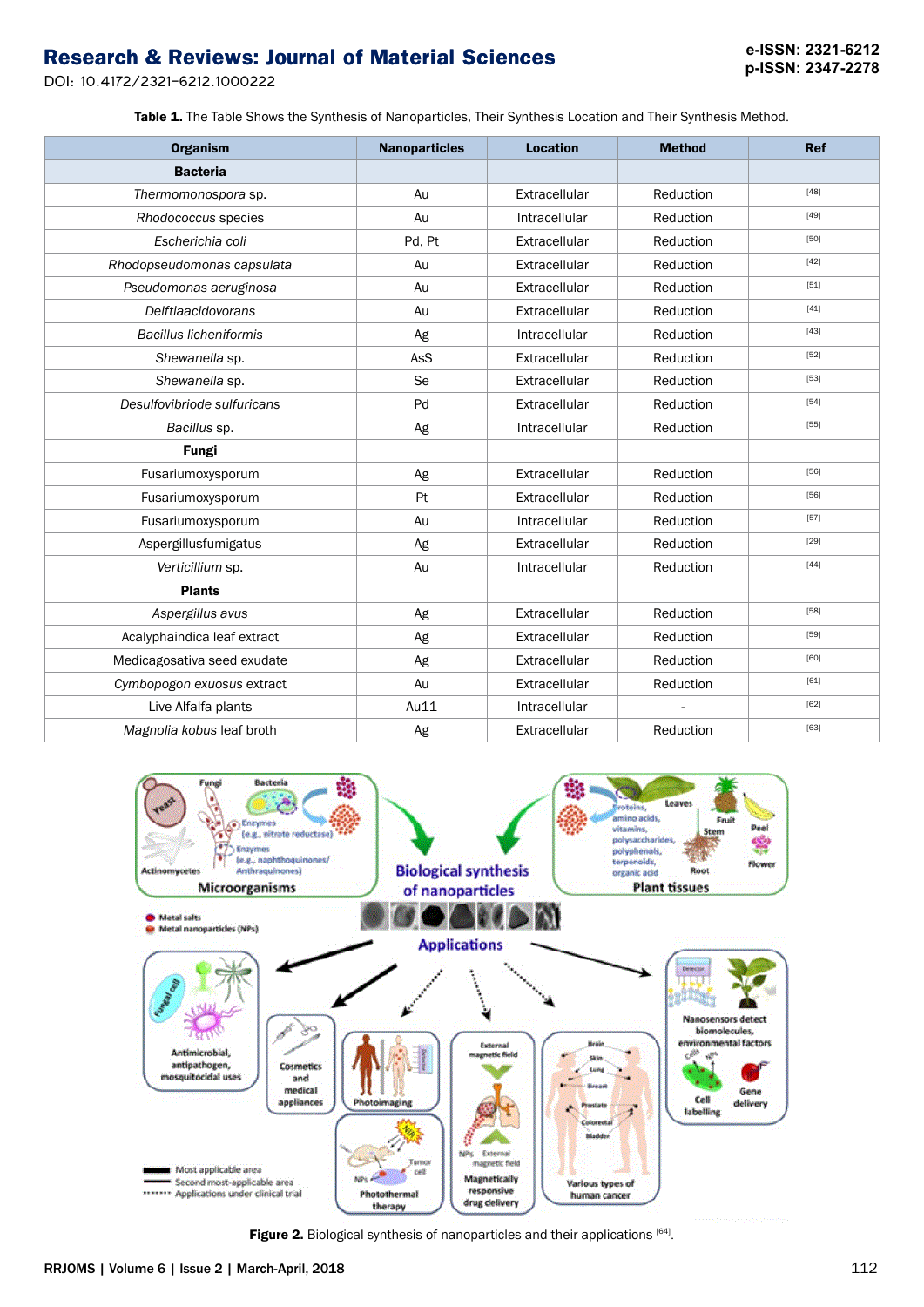**Table 1.** The Table Shows the Synthesis of Nanoparticles, Their Synthesis Location and Their Synthesis Method.

| Organism | Nanoparticles | Location | Method | Ref |
|---|---|---|---|---|
| **Bacteria** | | | | |
| *Thermomonospora* sp. | Au | Extracellular | Reduction | [48] |
| *Rhodococcus* species | Au | Intracellular | Reduction | [49] |
| *Escherichia coli* | Pd, Pt | Extracellular | Reduction | [50] |
| *Rhodopseudomonas capsulata* | Au | Extracellular | Reduction | [42] |
| *Pseudomonas aeruginosa* | Au | Extracellular | Reduction | [51] |
| *Delftiaacidovorans* | Au | Extracellular | Reduction | [41] |
| *Bacillus licheniformis* | Ag | Intracellular | Reduction | [43] |
| *Shewanella* sp. | AsS | Extracellular | Reduction | [52] |
| *Shewanella* sp. | Se | Extracellular | Reduction | [53] |
| *Desulfovibriode sulfuricans* | Pd | Extracellular | Reduction | [54] |
| *Bacillus* sp. | Ag | Intracellular | Reduction | [55] |
| **Fungi** | | | | |
| Fusariumoxysporum | Ag | Extracellular | Reduction | [56] |
| Fusariumoxysporum | Pt | Extracellular | Reduction | [56] |
| Fusariumoxysporum | Au | Intracellular | Reduction | [57] |
| Aspergillusfumigatus | Ag | Extracellular | Reduction | [29] |
| *Verticillium* sp. | Au | Intracellular | Reduction | [44] |
| **Plants** | | | | |
| *Aspergillus avus* | Ag | Extracellular | Reduction | [58] |
| Acalyphaindica leaf extract | Ag | Extracellular | Reduction | [59] |
| Medicagosativa seed exudate | Ag | Extracellular | Reduction | [60] |
| *Cymbopogon exuosus* extract | Au | Extracellular | Reduction | [61] |
| Live Alfalfa plants | Au11 | Intracellular | - | [62] |
| *Magnolia kobus* leaf broth | Ag | Extracellular | Reduction | [63] |

**Figure 2.** Biological synthesis of nanoparticles and their applications [64].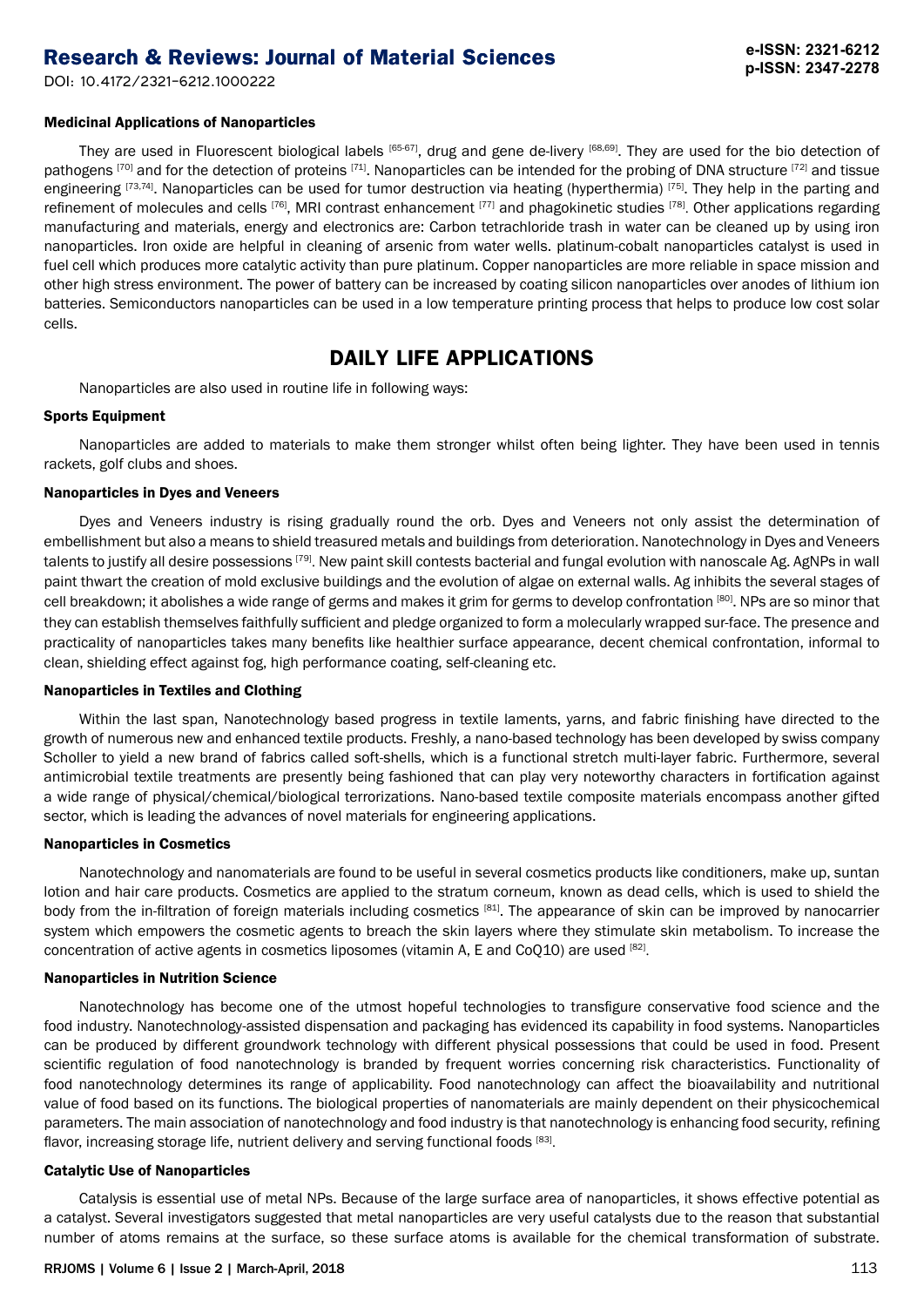### Medicinal Applications of Nanoparticles

They are used in Fluorescent biological labels [65-67], drug and gene de-livery [68,69]. They are used for the bio detection of pathogens [70] and for the detection of proteins [71]. Nanoparticles can be intended for the probing of DNA structure [72] and tissue engineering [73,74]. Nanoparticles can be used for tumor destruction via heating (hyperthermia) [75]. They help in the parting and refinement of molecules and cells [76], MRI contrast enhancement [77] and phagokinetic studies [78]. Other applications regarding manufacturing and materials, energy and electronics are: Carbon tetrachloride trash in water can be cleaned up by using iron nanoparticles. Iron oxide are helpful in cleaning of arsenic from water wells. platinum-cobalt nanoparticles catalyst is used in fuel cell which produces more catalytic activity than pure platinum. Copper nanoparticles are more reliable in space mission and other high stress environment. The power of battery can be increased by coating silicon nanoparticles over anodes of lithium ion batteries. Semiconductors nanoparticles can be used in a low temperature printing process that helps to produce low cost solar cells.

## DAILY LIFE APPLICATIONS

Nanoparticles are also used in routine life in following ways:

### Sports Equipment

Nanoparticles are added to materials to make them stronger whilst often being lighter. They have been used in tennis rackets, golf clubs and shoes.

### Nanoparticles in Dyes and Veneers

Dyes and Veneers industry is rising gradually round the orb. Dyes and Veneers not only assist the determination of embellishment but also a means to shield treasured metals and buildings from deterioration. Nanotechnology in Dyes and Veneers talents to justify all desire possessions [79]. New paint skill contests bacterial and fungal evolution with nanoscale Ag. AgNPs in wall paint thwart the creation of mold exclusive buildings and the evolution of algae on external walls. Ag inhibits the several stages of cell breakdown; it abolishes a wide range of germs and makes it grim for germs to develop confrontation [80]. NPs are so minor that they can establish themselves faithfully sufficient and pledge organized to form a molecularly wrapped sur-face. The presence and practicality of nanoparticles takes many benefits like healthier surface appearance, decent chemical confrontation, informal to clean, shielding effect against fog, high performance coating, self-cleaning etc.

### Nanoparticles in Textiles and Clothing

Within the last span, Nanotechnology based progress in textile laments, yarns, and fabric finishing have directed to the growth of numerous new and enhanced textile products. Freshly, a nano-based technology has been developed by swiss company Scholler to yield a new brand of fabrics called soft-shells, which is a functional stretch multi-layer fabric. Furthermore, several antimicrobial textile treatments are presently being fashioned that can play very noteworthy characters in fortification against a wide range of physical/chemical/biological terrorizations. Nano-based textile composite materials encompass another gifted sector, which is leading the advances of novel materials for engineering applications.

### Nanoparticles in Cosmetics

Nanotechnology and nanomaterials are found to be useful in several cosmetics products like conditioners, make up, suntan lotion and hair care products. Cosmetics are applied to the stratum corneum, known as dead cells, which is used to shield the body from the in-filtration of foreign materials including cosmetics [81]. The appearance of skin can be improved by nanocarrier system which empowers the cosmetic agents to breach the skin layers where they stimulate skin metabolism. To increase the concentration of active agents in cosmetics liposomes (vitamin A, E and CoQ10) are used [82].

### Nanoparticles in Nutrition Science

Nanotechnology has become one of the utmost hopeful technologies to transfigure conservative food science and the food industry. Nanotechnology-assisted dispensation and packaging has evidenced its capability in food systems. Nanoparticles can be produced by different groundwork technology with different physical possessions that could be used in food. Present scientific regulation of food nanotechnology is branded by frequent worries concerning risk characteristics. Functionality of food nanotechnology determines its range of applicability. Food nanotechnology can affect the bioavailability and nutritional value of food based on its functions. The biological properties of nanomaterials are mainly dependent on their physicochemical parameters. The main association of nanotechnology and food industry is that nanotechnology is enhancing food security, refining flavor, increasing storage life, nutrient delivery and serving functional foods [83].

### Catalytic Use of Nanoparticles

Catalysis is essential use of metal NPs. Because of the large surface area of nanoparticles, it shows effective potential as a catalyst. Several investigators suggested that metal nanoparticles are very useful catalysts due to the reason that substantial number of atoms remains at the surface, so these surface atoms is available for the chemical transformation of substrate.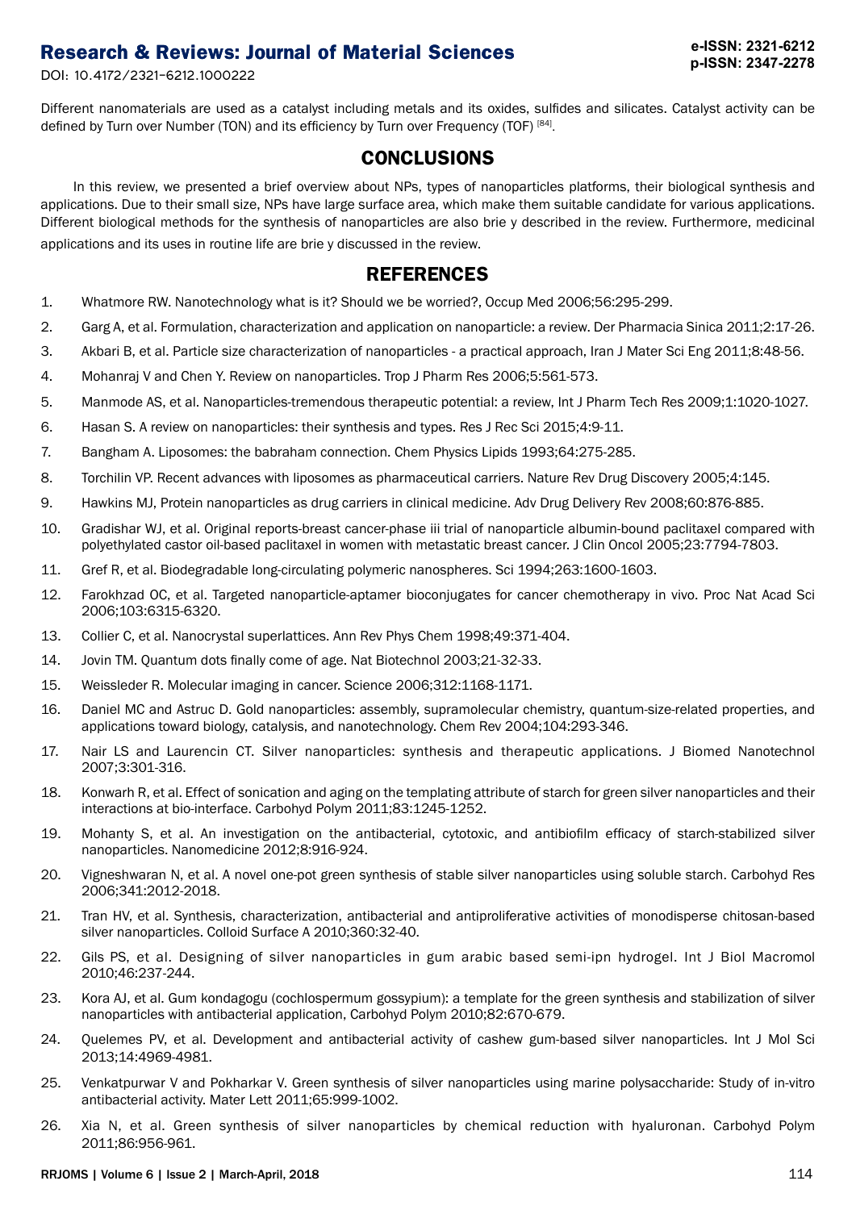Different nanomaterials are used as a catalyst including metals and its oxides, sulfides and silicates. Catalyst activity can be defined by Turn over Number (TON) and its efficiency by Turn over Frequency (TOF) [84].

## CONCLUSIONS

In this review, we presented a brief overview about NPs, types of nanoparticles platforms, their biological synthesis and applications. Due to their small size, NPs have large surface area, which make them suitable candidate for various applications. Different biological methods for the synthesis of nanoparticles are also brie y described in the review. Furthermore, medicinal applications and its uses in routine life are brie y discussed in the review.

## REFERENCES

1. Whatmore RW. Nanotechnology what is it? Should we be worried?, Occup Med 2006;56:295-299.
2. Garg A, et al. Formulation, characterization and application on nanoparticle: a review. Der Pharmacia Sinica 2011;2:17-26.
3. Akbari B, et al. Particle size characterization of nanoparticles - a practical approach, Iran J Mater Sci Eng 2011;8:48-56.
4. Mohanraj V and Chen Y. Review on nanoparticles. Trop J Pharm Res 2006;5:561-573.
5. Manmode AS, et al. Nanoparticles-tremendous therapeutic potential: a review, Int J Pharm Tech Res 2009;1:1020-1027.
6. Hasan S. A review on nanoparticles: their synthesis and types. Res J Rec Sci 2015;4:9-11.
7. Bangham A. Liposomes: the babraham connection. Chem Physics Lipids 1993;64:275-285.
8. Torchilin VP. Recent advances with liposomes as pharmaceutical carriers. Nature Rev Drug Discovery 2005;4:145.
9. Hawkins MJ, Protein nanoparticles as drug carriers in clinical medicine. Adv Drug Delivery Rev 2008;60:876-885.
10. Gradishar WJ, et al. Original reports-breast cancer-phase iii trial of nanoparticle albumin-bound paclitaxel compared with polyethylated castor oil-based paclitaxel in women with metastatic breast cancer. J Clin Oncol 2005;23:7794-7803.
11. Gref R, et al. Biodegradable long-circulating polymeric nanospheres. Sci 1994;263:1600-1603.
12. Farokhzad OC, et al. Targeted nanoparticle-aptamer bioconjugates for cancer chemotherapy in vivo. Proc Nat Acad Sci 2006;103:6315-6320.
13. Collier C, et al. Nanocrystal superlattices. Ann Rev Phys Chem 1998;49:371-404.
14. Jovin TM. Quantum dots finally come of age. Nat Biotechnol 2003;21-32-33.
15. Weissleder R. Molecular imaging in cancer. Science 2006;312:1168-1171.
16. Daniel MC and Astruc D. Gold nanoparticles: assembly, supramolecular chemistry, quantum-size-related properties, and applications toward biology, catalysis, and nanotechnology. Chem Rev 2004;104:293-346.
17. Nair LS and Laurencin CT. Silver nanoparticles: synthesis and therapeutic applications. J Biomed Nanotechnol 2007;3:301-316.
18. Konwarh R, et al. Effect of sonication and aging on the templating attribute of starch for green silver nanoparticles and their interactions at bio-interface. Carbohyd Polym 2011;83:1245-1252.
19. Mohanty S, et al. An investigation on the antibacterial, cytotoxic, and antibiofilm efficacy of starch-stabilized silver nanoparticles. Nanomedicine 2012;8:916-924.
20. Vigneshwaran N, et al. A novel one-pot green synthesis of stable silver nanoparticles using soluble starch. Carbohyd Res 2006;341:2012-2018.
21. Tran HV, et al. Synthesis, characterization, antibacterial and antiproliferative activities of monodisperse chitosan-based silver nanoparticles. Colloid Surface A 2010;360:32-40.
22. Gils PS, et al. Designing of silver nanoparticles in gum arabic based semi-ipn hydrogel. Int J Biol Macromol 2010;46:237-244.
23. Kora AJ, et al. Gum kondagogu (cochlospermum gossypium): a template for the green synthesis and stabilization of silver nanoparticles with antibacterial application, Carbohyd Polym 2010;82:670-679.
24. Quelemes PV, et al. Development and antibacterial activity of cashew gum-based silver nanoparticles. Int J Mol Sci 2013;14:4969-4981.
25. Venkatpurwar V and Pokharkar V. Green synthesis of silver nanoparticles using marine polysaccharide: Study of in-vitro antibacterial activity. Mater Lett 2011;65:999-1002.
26. Xia N, et al. Green synthesis of silver nanoparticles by chemical reduction with hyaluronan. Carbohyd Polym 2011;86:956-961.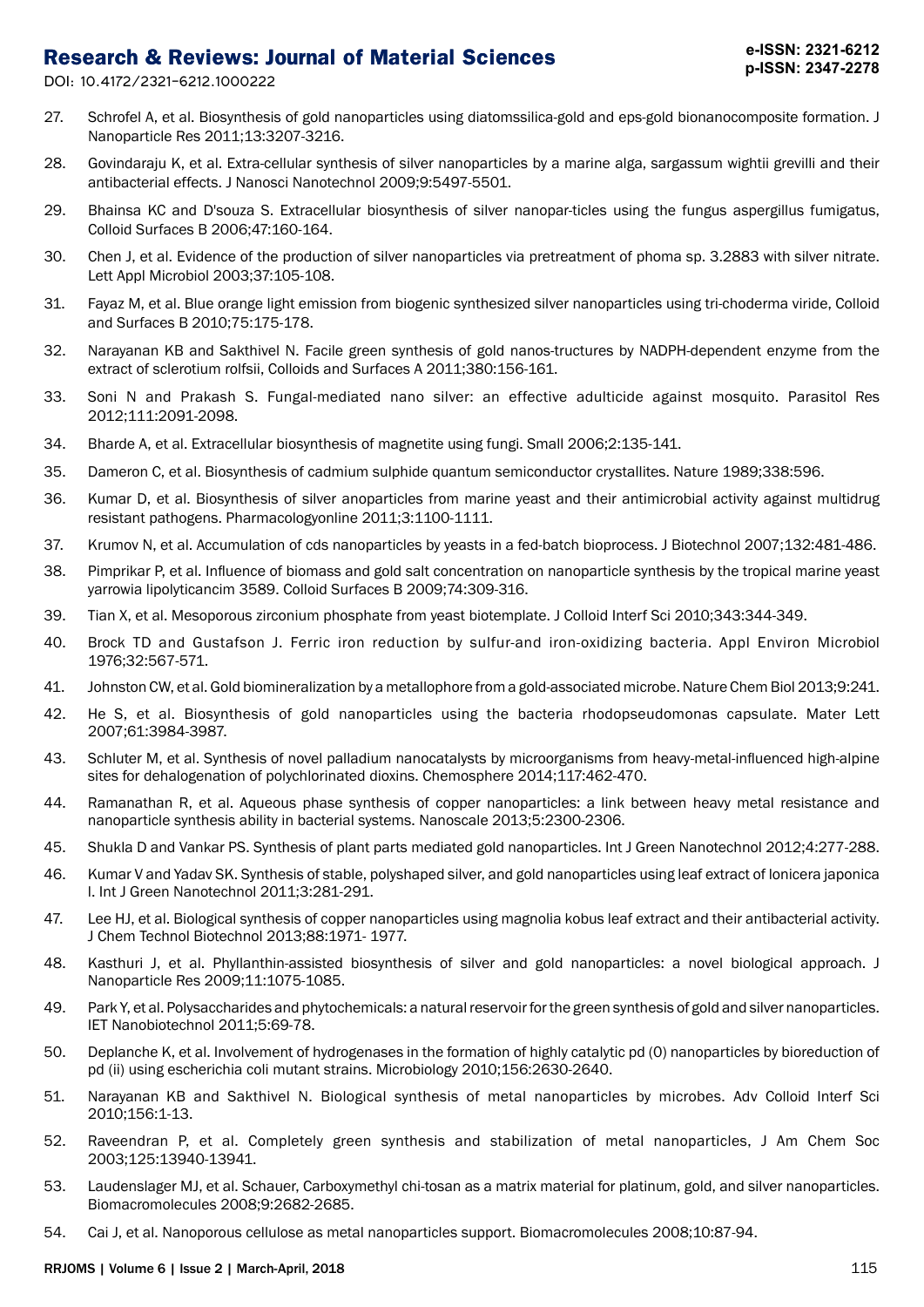27. Schrofel A, et al. Biosynthesis of gold nanoparticles using diatomssilica-gold and eps-gold bionanocomposite formation. J Nanoparticle Res 2011;13:3207-3216.

28. Govindaraju K, et al. Extra-cellular synthesis of silver nanoparticles by a marine alga, sargassum wightii grevilli and their antibacterial effects. J Nanosci Nanotechnol 2009;9:5497-5501.

29. Bhainsa KC and D'souza S. Extracellular biosynthesis of silver nanopar-ticles using the fungus aspergillus fumigatus, Colloid Surfaces B 2006;47:160-164.

30. Chen J, et al. Evidence of the production of silver nanoparticles via pretreatment of phoma sp. 3.2883 with silver nitrate. Lett Appl Microbiol 2003;37:105-108.

31. Fayaz M, et al. Blue orange light emission from biogenic synthesized silver nanoparticles using tri-choderma viride, Colloid and Surfaces B 2010;75:175-178.

32. Narayanan KB and Sakthivel N. Facile green synthesis of gold nanos-tructures by NADPH-dependent enzyme from the extract of sclerotium rolfsii, Colloids and Surfaces A 2011;380:156-161.

33. Soni N and Prakash S. Fungal-mediated nano silver: an effective adulticide against mosquito. Parasitol Res 2012;111:2091-2098.

34. Bharde A, et al. Extracellular biosynthesis of magnetite using fungi. Small 2006;2:135-141.

35. Dameron C, et al. Biosynthesis of cadmium sulphide quantum semiconductor crystallites. Nature 1989;338:596.

36. Kumar D, et al. Biosynthesis of silver anoparticles from marine yeast and their antimicrobial activity against multidrug resistant pathogens. Pharmacologyonline 2011;3:1100-1111.

37. Krumov N, et al. Accumulation of cds nanoparticles by yeasts in a fed-batch bioprocess. J Biotechnol 2007;132:481-486.

38. Pimprikar P, et al. Influence of biomass and gold salt concentration on nanoparticle synthesis by the tropical marine yeast yarrowia lipolyticancim 3589. Colloid Surfaces B 2009;74:309-316.

39. Tian X, et al. Mesoporous zirconium phosphate from yeast biotemplate. J Colloid Interf Sci 2010;343:344-349.

40. Brock TD and Gustafson J. Ferric iron reduction by sulfur-and iron-oxidizing bacteria. Appl Environ Microbiol 1976;32:567-571.

41. Johnston CW, et al. Gold biomineralization by a metallophore from a gold-associated microbe. Nature Chem Biol 2013;9:241.

42. He S, et al. Biosynthesis of gold nanoparticles using the bacteria rhodopseudomonas capsulate. Mater Lett 2007;61:3984-3987.

43. Schluter M, et al. Synthesis of novel palladium nanocatalysts by microorganisms from heavy-metal-influenced high-alpine sites for dehalogenation of polychlorinated dioxins. Chemosphere 2014;117:462-470.

44. Ramanathan R, et al. Aqueous phase synthesis of copper nanoparticles: a link between heavy metal resistance and nanoparticle synthesis ability in bacterial systems. Nanoscale 2013;5:2300-2306.

45. Shukla D and Vankar PS. Synthesis of plant parts mediated gold nanoparticles. Int J Green Nanotechnol 2012;4:277-288.

46. Kumar V and Yadav SK. Synthesis of stable, polyshaped silver, and gold nanoparticles using leaf extract of lonicera japonica l. Int J Green Nanotechnol 2011;3:281-291.

47. Lee HJ, et al. Biological synthesis of copper nanoparticles using magnolia kobus leaf extract and their antibacterial activity. J Chem Technol Biotechnol 2013;88:1971- 1977.

48. Kasthuri J, et al. Phyllanthin-assisted biosynthesis of silver and gold nanoparticles: a novel biological approach. J Nanoparticle Res 2009;11:1075-1085.

49. Park Y, et al. Polysaccharides and phytochemicals: a natural reservoir for the green synthesis of gold and silver nanoparticles. IET Nanobiotechnol 2011;5:69-78.

50. Deplanche K, et al. Involvement of hydrogenases in the formation of highly catalytic pd (0) nanoparticles by bioreduction of pd (ii) using escherichia coli mutant strains. Microbiology 2010;156:2630-2640.

51. Narayanan KB and Sakthivel N. Biological synthesis of metal nanoparticles by microbes. Adv Colloid Interf Sci 2010;156:1-13.

52. Raveendran P, et al. Completely green synthesis and stabilization of metal nanoparticles, J Am Chem Soc 2003;125:13940-13941.

53. Laudenslager MJ, et al. Schauer, Carboxymethyl chi-tosan as a matrix material for platinum, gold, and silver nanoparticles. Biomacromolecules 2008;9:2682-2685.

54. Cai J, et al. Nanoporous cellulose as metal nanoparticles support. Biomacromolecules 2008;10:87-94.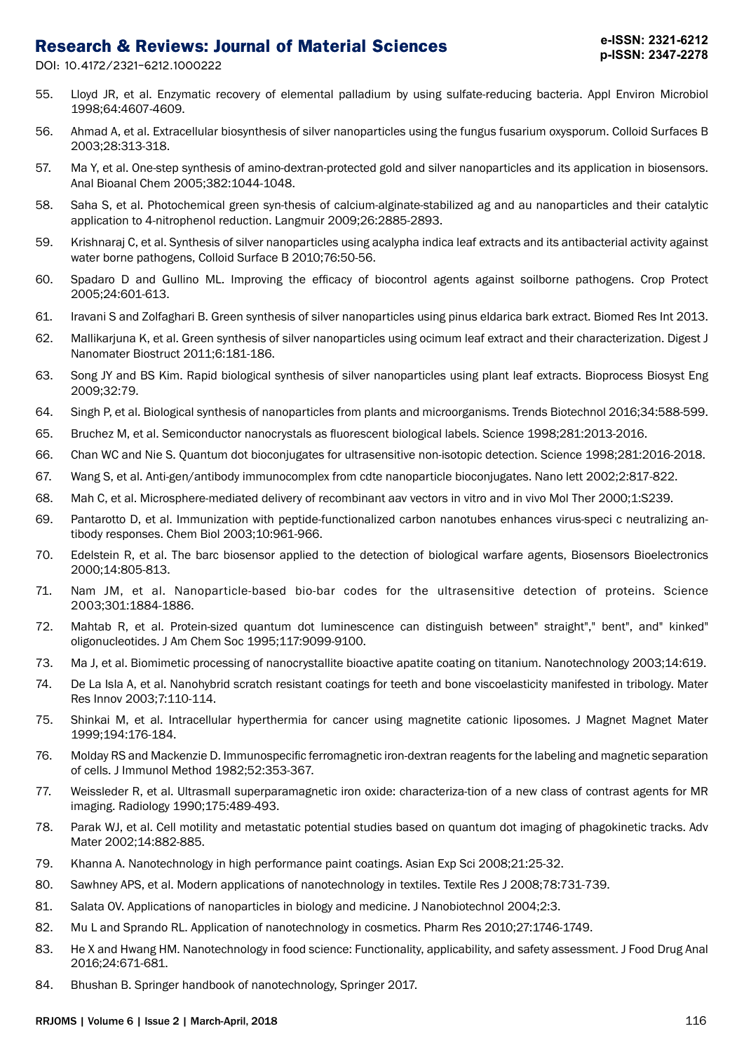55. Lloyd JR, et al. Enzymatic recovery of elemental palladium by using sulfate-reducing bacteria. Appl Environ Microbiol 1998;64:4607-4609.

56. Ahmad A, et al. Extracellular biosynthesis of silver nanoparticles using the fungus fusarium oxysporum. Colloid Surfaces B 2003;28:313-318.

57. Ma Y, et al. One-step synthesis of amino-dextran-protected gold and silver nanoparticles and its application in biosensors. Anal Bioanal Chem 2005;382:1044-1048.

58. Saha S, et al. Photochemical green syn-thesis of calcium-alginate-stabilized ag and au nanoparticles and their catalytic application to 4-nitrophenol reduction. Langmuir 2009;26:2885-2893.

59. Krishnaraj C, et al. Synthesis of silver nanoparticles using acalypha indica leaf extracts and its antibacterial activity against water borne pathogens, Colloid Surface B 2010;76:50-56.

60. Spadaro D and Gullino ML. Improving the efficacy of biocontrol agents against soilborne pathogens. Crop Protect 2005;24:601-613.

61. Iravani S and Zolfaghari B. Green synthesis of silver nanoparticles using pinus eldarica bark extract. Biomed Res Int 2013.

62. Mallikarjuna K, et al. Green synthesis of silver nanoparticles using ocimum leaf extract and their characterization. Digest J Nanomater Biostruct 2011;6:181-186.

63. Song JY and BS Kim. Rapid biological synthesis of silver nanoparticles using plant leaf extracts. Bioprocess Biosyst Eng 2009;32:79.

64. Singh P, et al. Biological synthesis of nanoparticles from plants and microorganisms. Trends Biotechnol 2016;34:588-599.

65. Bruchez M, et al. Semiconductor nanocrystals as fluorescent biological labels. Science 1998;281:2013-2016.

66. Chan WC and Nie S. Quantum dot bioconjugates for ultrasensitive non-isotopic detection. Science 1998;281:2016-2018.

67. Wang S, et al. Anti-gen/antibody immunocomplex from cdte nanoparticle bioconjugates. Nano lett 2002;2:817-822.

68. Mah C, et al. Microsphere-mediated delivery of recombinant aav vectors in vitro and in vivo Mol Ther 2000;1:S239.

69. Pantarotto D, et al. Immunization with peptide-functionalized carbon nanotubes enhances virus-speci c neutralizing antibody responses. Chem Biol 2003;10:961-966.

70. Edelstein R, et al. The barc biosensor applied to the detection of biological warfare agents, Biosensors Bioelectronics 2000;14:805-813.

71. Nam JM, et al. Nanoparticle-based bio-bar codes for the ultrasensitive detection of proteins. Science 2003;301:1884-1886.

72. Mahtab R, et al. Protein-sized quantum dot luminescence can distinguish between" straight"," bent", and" kinked" oligonucleotides. J Am Chem Soc 1995;117:9099-9100.

73. Ma J, et al. Biomimetic processing of nanocrystallite bioactive apatite coating on titanium. Nanotechnology 2003;14:619.

74. De La Isla A, et al. Nanohybrid scratch resistant coatings for teeth and bone viscoelasticity manifested in tribology. Mater Res Innov 2003;7:110-114.

75. Shinkai M, et al. Intracellular hyperthermia for cancer using magnetite cationic liposomes. J Magnet Magnet Mater 1999;194:176-184.

76. Molday RS and Mackenzie D. Immunospecific ferromagnetic iron-dextran reagents for the labeling and magnetic separation of cells. J Immunol Method 1982;52:353-367.

77. Weissleder R, et al. Ultrasmall superparamagnetic iron oxide: characteriza-tion of a new class of contrast agents for MR imaging. Radiology 1990;175:489-493.

78. Parak WJ, et al. Cell motility and metastatic potential studies based on quantum dot imaging of phagokinetic tracks. Adv Mater 2002;14:882-885.

79. Khanna A. Nanotechnology in high performance paint coatings. Asian Exp Sci 2008;21:25-32.

80. Sawhney APS, et al. Modern applications of nanotechnology in textiles. Textile Res J 2008;78:731-739.

81. Salata OV. Applications of nanoparticles in biology and medicine. J Nanobiotechnol 2004;2:3.

82. Mu L and Sprando RL. Application of nanotechnology in cosmetics. Pharm Res 2010;27:1746-1749.

83. He X and Hwang HM. Nanotechnology in food science: Functionality, applicability, and safety assessment. J Food Drug Anal 2016;24:671-681.

84. Bhushan B. Springer handbook of nanotechnology, Springer 2017.